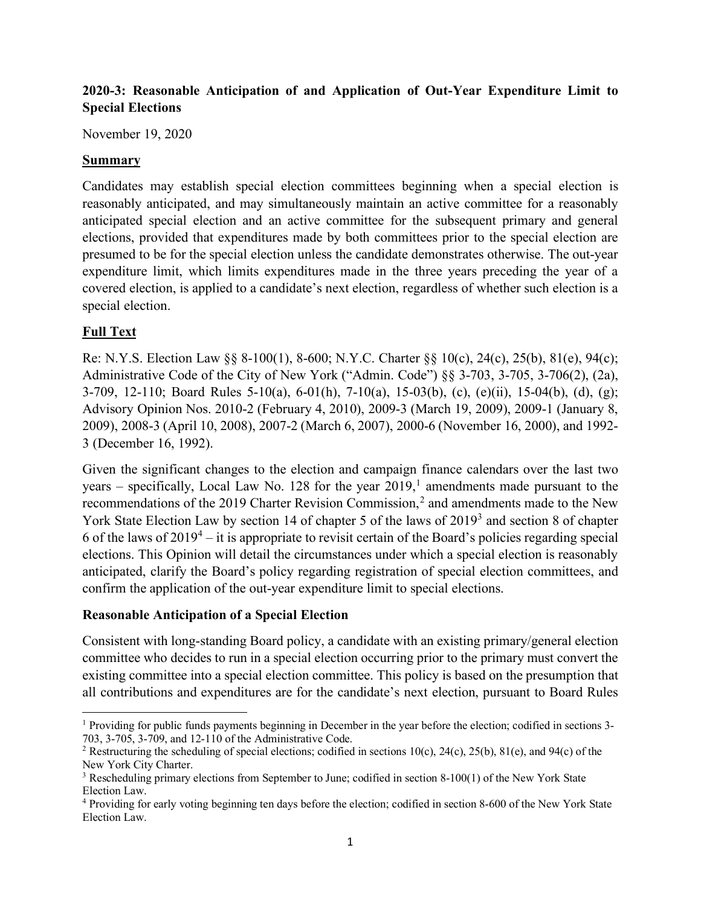**2020-3: Reasonable Anticipation of and Application of Out-Year Expenditure Limit to Special Elections**

November 19, 2020

**Summary**

Candidates may establish special election committees beginning when a special election is reasonably anticipated, and may simultaneously maintain an active committee for a reasonably anticipated special election and an active committee for the subsequent primary and general elections, provided that expenditures made by both committees prior to the special election are presumed to be for the special election unless the candidate demonstrates otherwise. The out-year expenditure limit, which limits expenditures made in the three years preceding the year of a covered election, is applied to a candidate's next election, regardless of whether such election is a special election.

**Full Text**

Re: N.Y.S. Election Law §§ 8-100(1), 8-600; N.Y.C. Charter §§ 10(c), 24(c), 25(b), 81(e), 94(c); Administrative Code of the City of New York ("Admin. Code") §§ 3-703, 3-705, 3-706(2), (2a), 3-709, 12-110; Board Rules 5-10(a), 6-01(h), 7-10(a), 15-03(b), (c), (e)(ii), 15-04(b), (d), (g); Advisory Opinion Nos. 2010-2 (February 4, 2010), 2009-3 (March 19, 2009), 2009-1 (January 8, 2009), 2008-3 (April 10, 2008), 2007-2 (March 6, 2007), 2000-6 (November 16, 2000), and 1992-3 (December 16, 1992).

Given the significant changes to the election and campaign finance calendars over the last two years – specifically, Local Law No. 128 for the year 2019,[1] amendments made pursuant to the recommendations of the 2019 Charter Revision Commission,[2] and amendments made to the New York State Election Law by section 14 of chapter 5 of the laws of 2019[3] and section 8 of chapter 6 of the laws of 2019[4] – it is appropriate to revisit certain of the Board's policies regarding special elections. This Opinion will detail the circumstances under which a special election is reasonably anticipated, clarify the Board's policy regarding registration of special election committees, and confirm the application of the out-year expenditure limit to special elections.

**Reasonable Anticipation of a Special Election**

Consistent with long-standing Board policy, a candidate with an existing primary/general election committee who decides to run in a special election occurring prior to the primary must convert the existing committee into a special election committee. This policy is based on the presumption that all contributions and expenditures are for the candidate's next election, pursuant to Board Rules

---

[1] Providing for public funds payments beginning in December in the year before the election; codified in sections 3-703, 3-705, 3-709, and 12-110 of the Administrative Code.

[2] Restructuring the scheduling of special elections; codified in sections 10(c), 24(c), 25(b), 81(e), and 94(c) of the New York City Charter.

[3] Rescheduling primary elections from September to June; codified in section 8-100(1) of the New York State Election Law.

[4] Providing for early voting beginning ten days before the election; codified in section 8-600 of the New York State Election Law.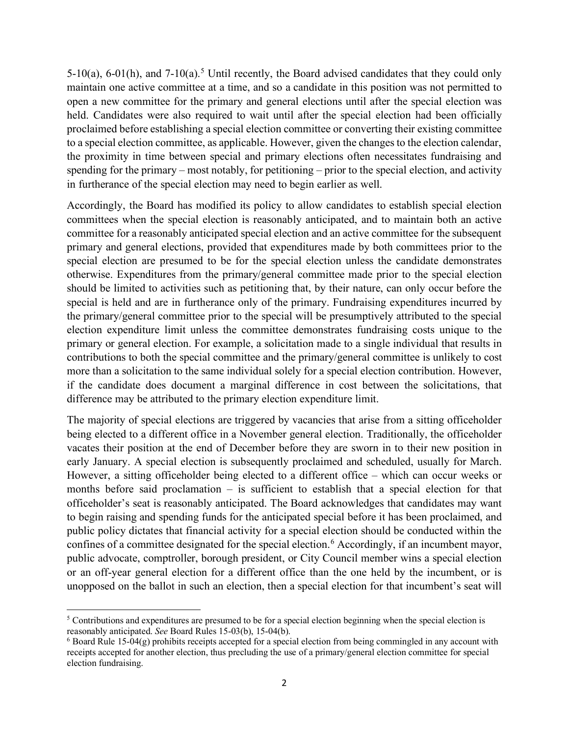5-10(a), 6-01(h), and 7-10(a).[5] Until recently, the Board advised candidates that they could only maintain one active committee at a time, and so a candidate in this position was not permitted to open a new committee for the primary and general elections until after the special election was held. Candidates were also required to wait until after the special election had been officially proclaimed before establishing a special election committee or converting their existing committee to a special election committee, as applicable. However, given the changes to the election calendar, the proximity in time between special and primary elections often necessitates fundraising and spending for the primary – most notably, for petitioning – prior to the special election, and activity in furtherance of the special election may need to begin earlier as well.

Accordingly, the Board has modified its policy to allow candidates to establish special election committees when the special election is reasonably anticipated, and to maintain both an active committee for a reasonably anticipated special election and an active committee for the subsequent primary and general elections, provided that expenditures made by both committees prior to the special election are presumed to be for the special election unless the candidate demonstrates otherwise. Expenditures from the primary/general committee made prior to the special election should be limited to activities such as petitioning that, by their nature, can only occur before the special is held and are in furtherance only of the primary. Fundraising expenditures incurred by the primary/general committee prior to the special will be presumptively attributed to the special election expenditure limit unless the committee demonstrates fundraising costs unique to the primary or general election. For example, a solicitation made to a single individual that results in contributions to both the special committee and the primary/general committee is unlikely to cost more than a solicitation to the same individual solely for a special election contribution. However, if the candidate does document a marginal difference in cost between the solicitations, that difference may be attributed to the primary election expenditure limit.

The majority of special elections are triggered by vacancies that arise from a sitting officeholder being elected to a different office in a November general election. Traditionally, the officeholder vacates their position at the end of December before they are sworn in to their new position in early January. A special election is subsequently proclaimed and scheduled, usually for March. However, a sitting officeholder being elected to a different office – which can occur weeks or months before said proclamation – is sufficient to establish that a special election for that officeholder's seat is reasonably anticipated. The Board acknowledges that candidates may want to begin raising and spending funds for the anticipated special before it has been proclaimed, and public policy dictates that financial activity for a special election should be conducted within the confines of a committee designated for the special election.[6] Accordingly, if an incumbent mayor, public advocate, comptroller, borough president, or City Council member wins a special election or an off-year general election for a different office than the one held by the incumbent, or is unopposed on the ballot in such an election, then a special election for that incumbent's seat will

[5] Contributions and expenditures are presumed to be for a special election beginning when the special election is reasonably anticipated. *See* Board Rules 15-03(b), 15-04(b).

[6] Board Rule 15-04(g) prohibits receipts accepted for a special election from being commingled in any account with receipts accepted for another election, thus precluding the use of a primary/general election committee for special election fundraising.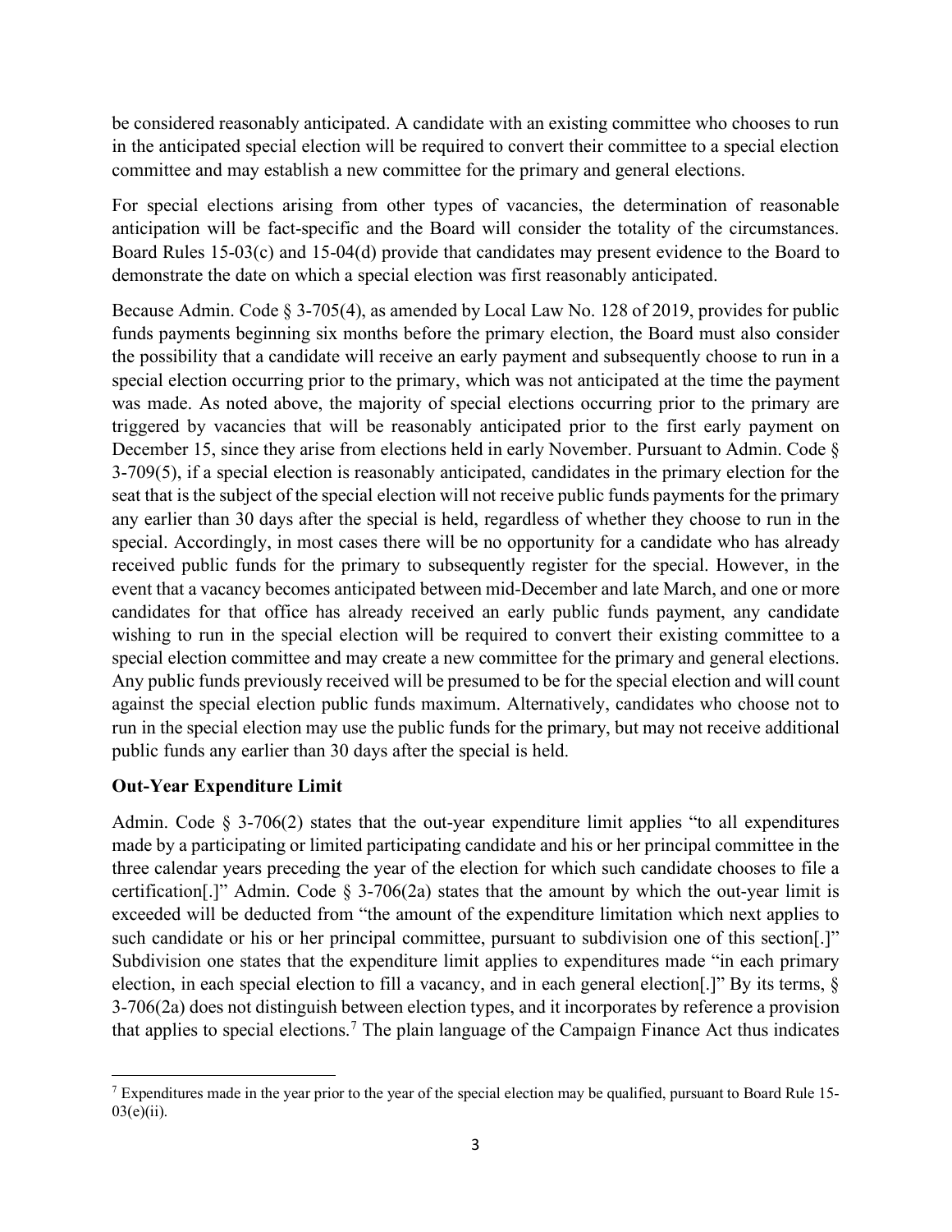be considered reasonably anticipated. A candidate with an existing committee who chooses to run in the anticipated special election will be required to convert their committee to a special election committee and may establish a new committee for the primary and general elections.

For special elections arising from other types of vacancies, the determination of reasonable anticipation will be fact-specific and the Board will consider the totality of the circumstances. Board Rules 15-03(c) and 15-04(d) provide that candidates may present evidence to the Board to demonstrate the date on which a special election was first reasonably anticipated.

Because Admin. Code § 3-705(4), as amended by Local Law No. 128 of 2019, provides for public funds payments beginning six months before the primary election, the Board must also consider the possibility that a candidate will receive an early payment and subsequently choose to run in a special election occurring prior to the primary, which was not anticipated at the time the payment was made. As noted above, the majority of special elections occurring prior to the primary are triggered by vacancies that will be reasonably anticipated prior to the first early payment on December 15, since they arise from elections held in early November. Pursuant to Admin. Code § 3-709(5), if a special election is reasonably anticipated, candidates in the primary election for the seat that is the subject of the special election will not receive public funds payments for the primary any earlier than 30 days after the special is held, regardless of whether they choose to run in the special. Accordingly, in most cases there will be no opportunity for a candidate who has already received public funds for the primary to subsequently register for the special. However, in the event that a vacancy becomes anticipated between mid-December and late March, and one or more candidates for that office has already received an early public funds payment, any candidate wishing to run in the special election will be required to convert their existing committee to a special election committee and may create a new committee for the primary and general elections. Any public funds previously received will be presumed to be for the special election and will count against the special election public funds maximum. Alternatively, candidates who choose not to run in the special election may use the public funds for the primary, but may not receive additional public funds any earlier than 30 days after the special is held.

**Out-Year Expenditure Limit**

Admin. Code § 3-706(2) states that the out-year expenditure limit applies "to all expenditures made by a participating or limited participating candidate and his or her principal committee in the three calendar years preceding the year of the election for which such candidate chooses to file a certification[.]" Admin. Code § 3-706(2a) states that the amount by which the out-year limit is exceeded will be deducted from "the amount of the expenditure limitation which next applies to such candidate or his or her principal committee, pursuant to subdivision one of this section[.]" Subdivision one states that the expenditure limit applies to expenditures made "in each primary election, in each special election to fill a vacancy, and in each general election[.]" By its terms, § 3-706(2a) does not distinguish between election types, and it incorporates by reference a provision that applies to special elections.[7] The plain language of the Campaign Finance Act thus indicates

[7] Expenditures made in the year prior to the year of the special election may be qualified, pursuant to Board Rule 15-03(e)(ii).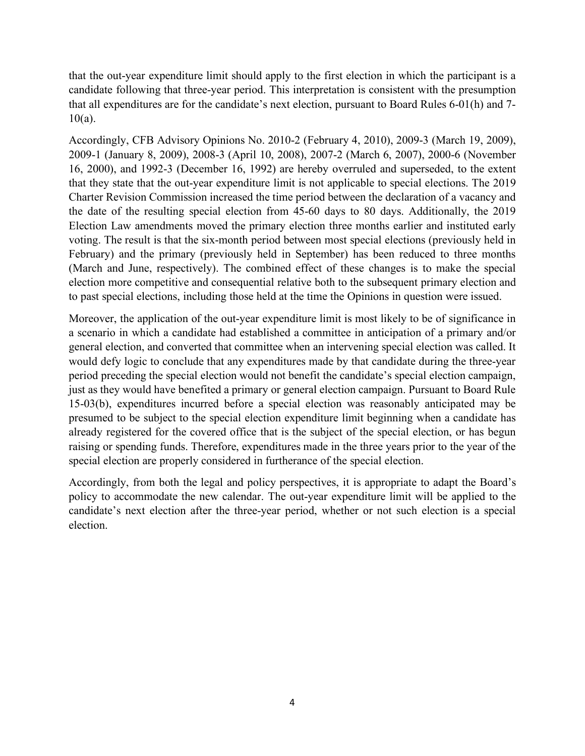that the out-year expenditure limit should apply to the first election in which the participant is a candidate following that three-year period. This interpretation is consistent with the presumption that all expenditures are for the candidate's next election, pursuant to Board Rules 6-01(h) and 7-10(a).

Accordingly, CFB Advisory Opinions No. 2010-2 (February 4, 2010), 2009-3 (March 19, 2009), 2009-1 (January 8, 2009), 2008-3 (April 10, 2008), 2007-2 (March 6, 2007), 2000-6 (November 16, 2000), and 1992-3 (December 16, 1992) are hereby overruled and superseded, to the extent that they state that the out-year expenditure limit is not applicable to special elections. The 2019 Charter Revision Commission increased the time period between the declaration of a vacancy and the date of the resulting special election from 45-60 days to 80 days. Additionally, the 2019 Election Law amendments moved the primary election three months earlier and instituted early voting. The result is that the six-month period between most special elections (previously held in February) and the primary (previously held in September) has been reduced to three months (March and June, respectively). The combined effect of these changes is to make the special election more competitive and consequential relative both to the subsequent primary election and to past special elections, including those held at the time the Opinions in question were issued.

Moreover, the application of the out-year expenditure limit is most likely to be of significance in a scenario in which a candidate had established a committee in anticipation of a primary and/or general election, and converted that committee when an intervening special election was called. It would defy logic to conclude that any expenditures made by that candidate during the three-year period preceding the special election would not benefit the candidate's special election campaign, just as they would have benefited a primary or general election campaign. Pursuant to Board Rule 15-03(b), expenditures incurred before a special election was reasonably anticipated may be presumed to be subject to the special election expenditure limit beginning when a candidate has already registered for the covered office that is the subject of the special election, or has begun raising or spending funds. Therefore, expenditures made in the three years prior to the year of the special election are properly considered in furtherance of the special election.

Accordingly, from both the legal and policy perspectives, it is appropriate to adapt the Board's policy to accommodate the new calendar. The out-year expenditure limit will be applied to the candidate's next election after the three-year period, whether or not such election is a special election.